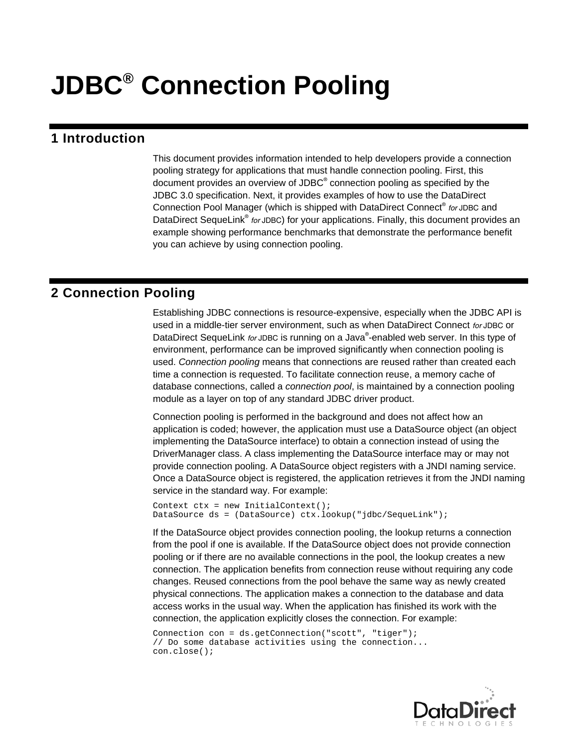# JDBC® Connection Pooling

## 1 Introduction

This document provides information intended to help developers provide a connection pooling strategy for applications that must handle connection pooling. First, this document provides an overview of JDBC® connection pooling as specified by the JDBC 3.0 specification. Next, it provides examples of how to use the DataDirect Connection Pool Manager (which is shipped with DataDirect Connect® *for* JDBC and DataDirect SequeLink® *for* JDBC) for your applications. Finally, this document provides an example showing performance benchmarks that demonstrate the performance benefit you can achieve by using connection pooling.

## 2 Connection Pooling

Establishing JDBC connections is resource-expensive, especially when the JDBC API is used in a middle-tier server environment, such as when DataDirect Connect *for* JDBC or DataDirect SequeLink *for* JDBC is running on a Java®-enabled web server. In this type of environment, performance can be improved significantly when connection pooling is used. *Connection pooling* means that connections are reused rather than created each time a connection is requested. To facilitate connection reuse, a memory cache of database connections, called a *connection pool*, is maintained by a connection pooling module as a layer on top of any standard JDBC driver product.

Connection pooling is performed in the background and does not affect how an application is coded; however, the application must use a DataSource object (an object implementing the DataSource interface) to obtain a connection instead of using the DriverManager class. A class implementing the DataSource interface may or may not provide connection pooling. A DataSource object registers with a JNDI naming service. Once a DataSource object is registered, the application retrieves it from the JNDI naming service in the standard way. For example:

```
Context ctx = new InitialContext();
DataSource ds = (DataSource) ctx.lookup("jdbc/SequeLink");
```

If the DataSource object provides connection pooling, the lookup returns a connection from the pool if one is available. If the DataSource object does not provide connection pooling or if there are no available connections in the pool, the lookup creates a new connection. The application benefits from connection reuse without requiring any code changes. Reused connections from the pool behave the same way as newly created physical connections. The application makes a connection to the database and data access works in the usual way. When the application has finished its work with the connection, the application explicitly closes the connection. For example:

```
Connection con = ds.getConnection("scott", "tiger");
// Do some database activities using the connection...
con.close();
```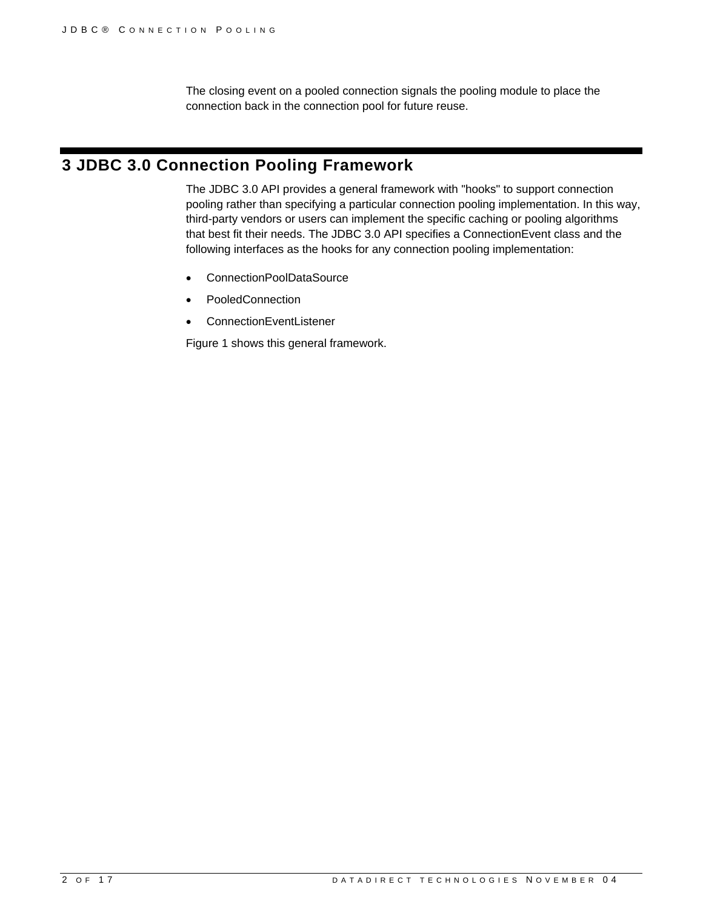The closing event on a pooled connection signals the pooling module to place the connection back in the connection pool for future reuse.

# 3 JDBC 3.0 Connection Pooling Framework

The JDBC 3.0 API provides a general framework with "hooks" to support connection pooling rather than specifying a particular connection pooling implementation. In this way, third-party vendors or users can implement the specific caching or pooling algorithms that best fit their needs. The JDBC 3.0 API specifies a ConnectionEvent class and the following interfaces as the hooks for any connection pooling implementation:

- ConnectionPoolDataSource
- PooledConnection
- ConnectionEventListener

Figure 1 shows this general framework.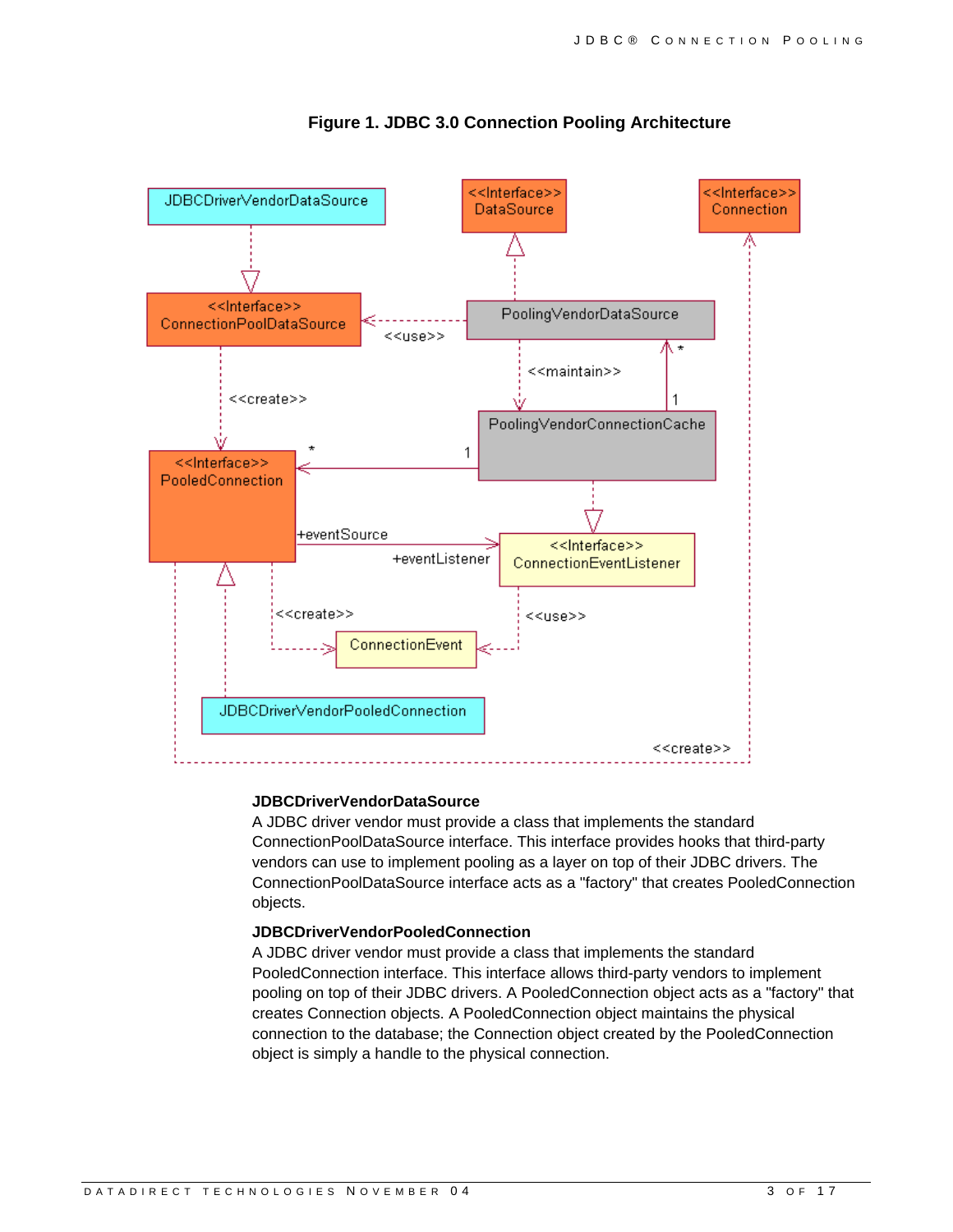**Figure 1. JDBC 3.0 Connection Pooling Architecture**

**JDBCDriverVendorDataSource**

A JDBC driver vendor must provide a class that implements the standard ConnectionPoolDataSource interface. This interface provides hooks that third-party vendors can use to implement pooling as a layer on top of their JDBC drivers. The ConnectionPoolDataSource interface acts as a "factory" that creates PooledConnection objects.

**JDBCDriverVendorPooledConnection**

A JDBC driver vendor must provide a class that implements the standard PooledConnection interface. This interface allows third-party vendors to implement pooling on top of their JDBC drivers. A PooledConnection object acts as a "factory" that creates Connection objects. A PooledConnection object maintains the physical connection to the database; the Connection object created by the PooledConnection object is simply a handle to the physical connection.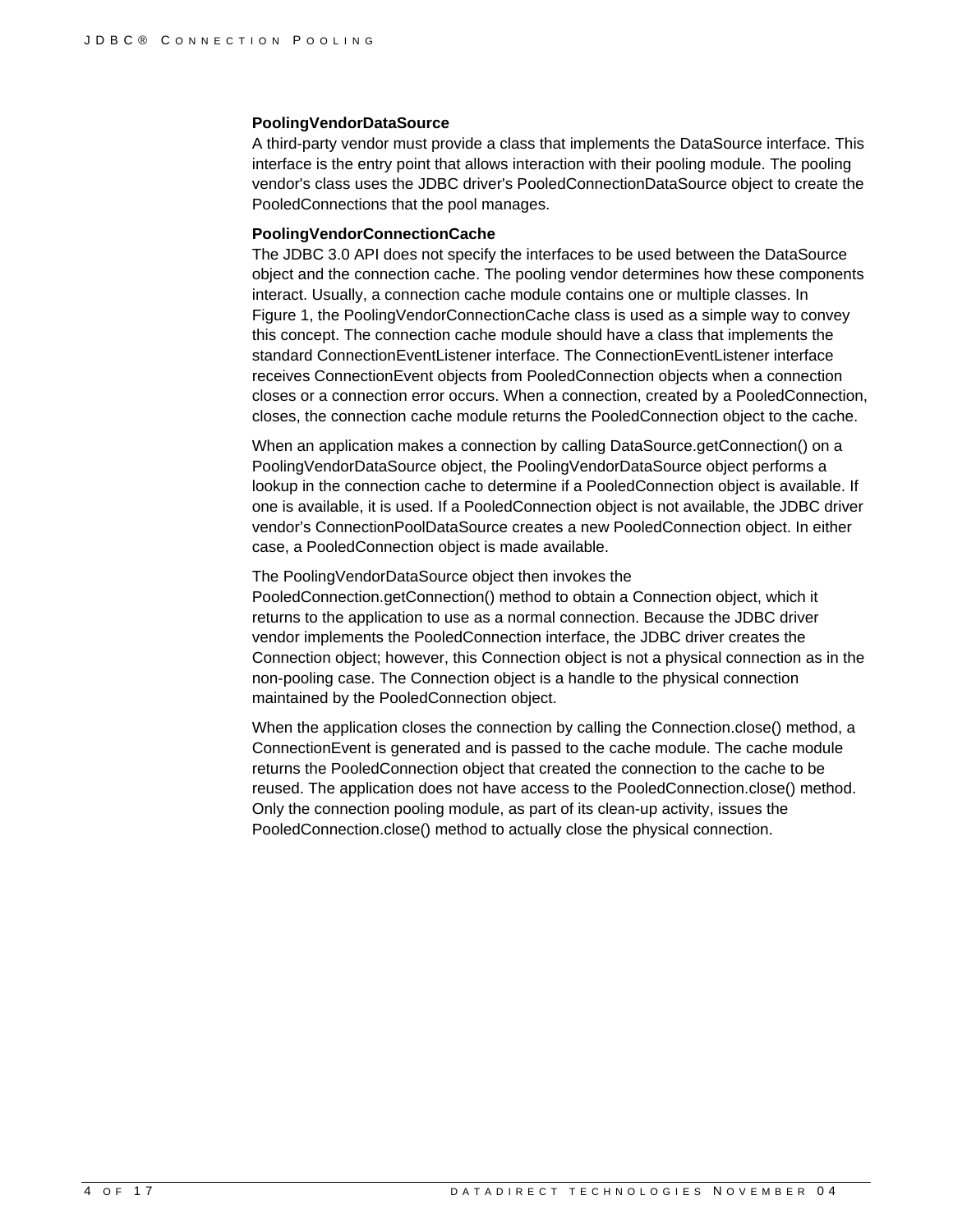**PoolingVendorDataSource**

A third-party vendor must provide a class that implements the DataSource interface. This interface is the entry point that allows interaction with their pooling module. The pooling vendor's class uses the JDBC driver's PooledConnectionDataSource object to create the PooledConnections that the pool manages.

**PoolingVendorConnectionCache**

The JDBC 3.0 API does not specify the interfaces to be used between the DataSource object and the connection cache. The pooling vendor determines how these components interact. Usually, a connection cache module contains one or multiple classes. In Figure 1, the PoolingVendorConnectionCache class is used as a simple way to convey this concept. The connection cache module should have a class that implements the standard ConnectionEventListener interface. The ConnectionEventListener interface receives ConnectionEvent objects from PooledConnection objects when a connection closes or a connection error occurs. When a connection, created by a PooledConnection, closes, the connection cache module returns the PooledConnection object to the cache.

When an application makes a connection by calling DataSource.getConnection() on a PoolingVendorDataSource object, the PoolingVendorDataSource object performs a lookup in the connection cache to determine if a PooledConnection object is available. If one is available, it is used. If a PooledConnection object is not available, the JDBC driver vendor's ConnectionPoolDataSource creates a new PooledConnection object. In either case, a PooledConnection object is made available.

The PoolingVendorDataSource object then invokes the PooledConnection.getConnection() method to obtain a Connection object, which it returns to the application to use as a normal connection. Because the JDBC driver vendor implements the PooledConnection interface, the JDBC driver creates the Connection object; however, this Connection object is not a physical connection as in the non-pooling case. The Connection object is a handle to the physical connection maintained by the PooledConnection object.

When the application closes the connection by calling the Connection.close() method, a ConnectionEvent is generated and is passed to the cache module. The cache module returns the PooledConnection object that created the connection to the cache to be reused. The application does not have access to the PooledConnection.close() method. Only the connection pooling module, as part of its clean-up activity, issues the PooledConnection.close() method to actually close the physical connection.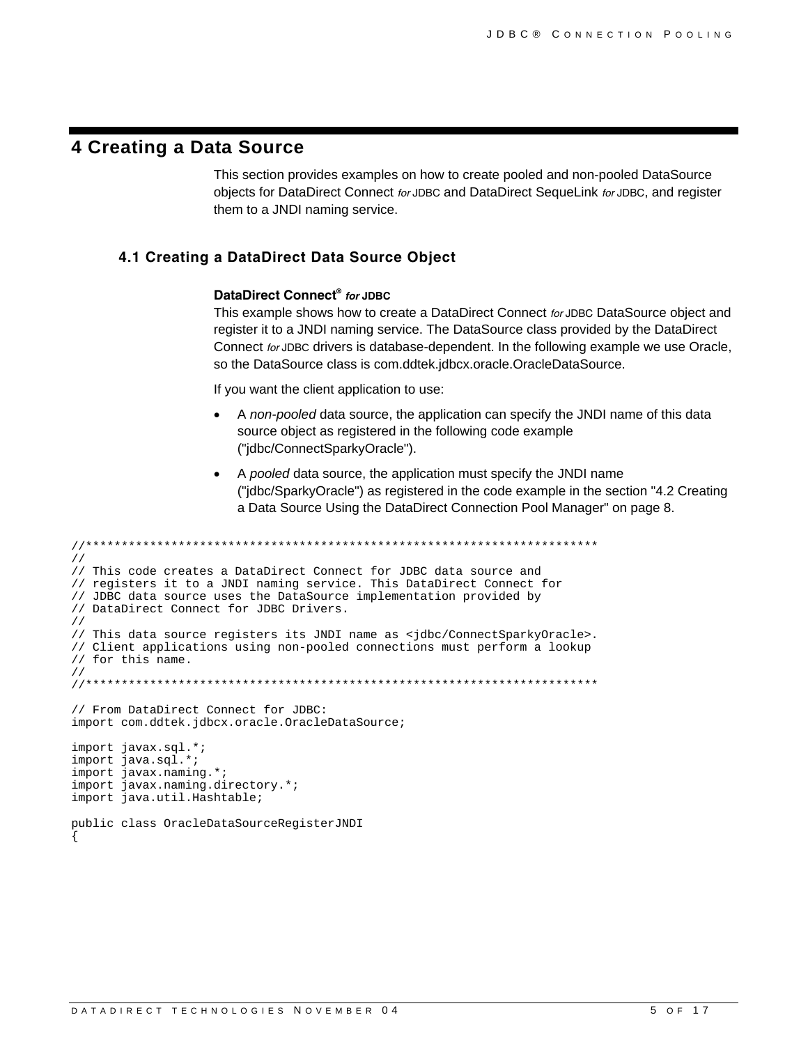# 4 Creating a Data Source

This section provides examples on how to create pooled and non-pooled DataSource objects for DataDirect Connect *for* JDBC and DataDirect SequeLink *for* JDBC, and register them to a JNDI naming service.

## 4.1 Creating a DataDirect Data Source Object

**DataDirect Connect® *for* JDBC**

This example shows how to create a DataDirect Connect *for* JDBC DataSource object and register it to a JNDI naming service. The DataSource class provided by the DataDirect Connect *for* JDBC drivers is database-dependent. In the following example we use Oracle, so the DataSource class is com.ddtek.jdbcx.oracle.OracleDataSource.

If you want the client application to use:

- A *non-pooled* data source, the application can specify the JNDI name of this data source object as registered in the following code example ("jdbc/ConnectSparkyOracle").
- A *pooled* data source, the application must specify the JNDI name ("jdbc/SparkyOracle") as registered in the code example in the section "4.2 Creating a Data Source Using the DataDirect Connection Pool Manager" on page 8.

```
//************************************************************************
//
// This code creates a DataDirect Connect for JDBC data source and
// registers it to a JNDI naming service. This DataDirect Connect for
// JDBC data source uses the DataSource implementation provided by
// DataDirect Connect for JDBC Drivers.
//
// This data source registers its JNDI name as <jdbc/ConnectSparkyOracle>.
// Client applications using non-pooled connections must perform a lookup
// for this name.
//
//************************************************************************

// From DataDirect Connect for JDBC:
import com.ddtek.jdbcx.oracle.OracleDataSource;

import javax.sql.*;
import java.sql.*;
import javax.naming.*;
import javax.naming.directory.*;
import java.util.Hashtable;

public class OracleDataSourceRegisterJNDI
{
```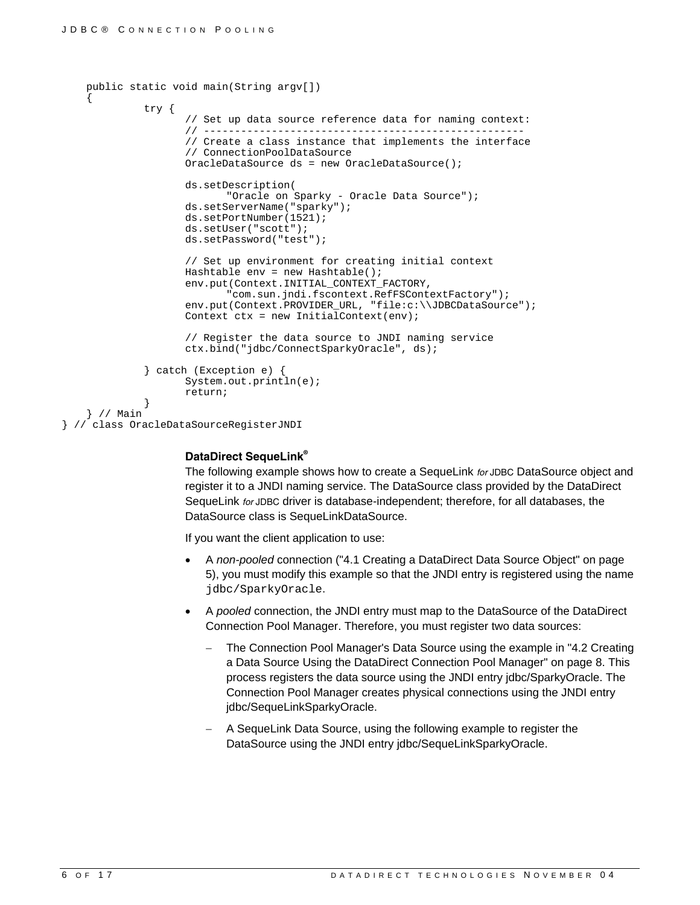```
    public static void main(String argv[])
    {
            try {
                    // Set up data source reference data for naming context:
                    // ----------------------------------------------------
                    // Create a class instance that implements the interface
                    // ConnectionPoolDataSource
                    OracleDataSource ds = new OracleDataSource();

                    ds.setDescription(
                            "Oracle on Sparky - Oracle Data Source");
                    ds.setServerName("sparky");
                    ds.setPortNumber(1521);
                    ds.setUser("scott");
                    ds.setPassword("test");

                    // Set up environment for creating initial context
                    Hashtable env = new Hashtable();
                    env.put(Context.INITIAL_CONTEXT_FACTORY,
                            "com.sun.jndi.fscontext.RefFSContextFactory");
                    env.put(Context.PROVIDER_URL, "file:c:\\JDBCDataSource");
                    Context ctx = new InitialContext(env);

                    // Register the data source to JNDI naming service
                    ctx.bind("jdbc/ConnectSparkyOracle", ds);

            } catch (Exception e) {
                    System.out.println(e);
                    return;
            }
    } // Main
} // class OracleDataSourceRegisterJNDI
```

**DataDirect SequeLink®**

The following example shows how to create a SequeLink *for* JDBC DataSource object and register it to a JNDI naming service. The DataSource class provided by the DataDirect SequeLink *for* JDBC driver is database-independent; therefore, for all databases, the DataSource class is SequeLinkDataSource.

If you want the client application to use:

- A *non-pooled* connection ("4.1 Creating a DataDirect Data Source Object" on page 5), you must modify this example so that the JNDI entry is registered using the name `jdbc/SparkyOracle`.
- A *pooled* connection, the JNDI entry must map to the DataSource of the DataDirect Connection Pool Manager. Therefore, you must register two data sources:
  - The Connection Pool Manager's Data Source using the example in "4.2 Creating a Data Source Using the DataDirect Connection Pool Manager" on page 8. This process registers the data source using the JNDI entry jdbc/SparkyOracle. The Connection Pool Manager creates physical connections using the JNDI entry jdbc/SequeLinkSparkyOracle.
  - A SequeLink Data Source, using the following example to register the DataSource using the JNDI entry jdbc/SequeLinkSparkyOracle.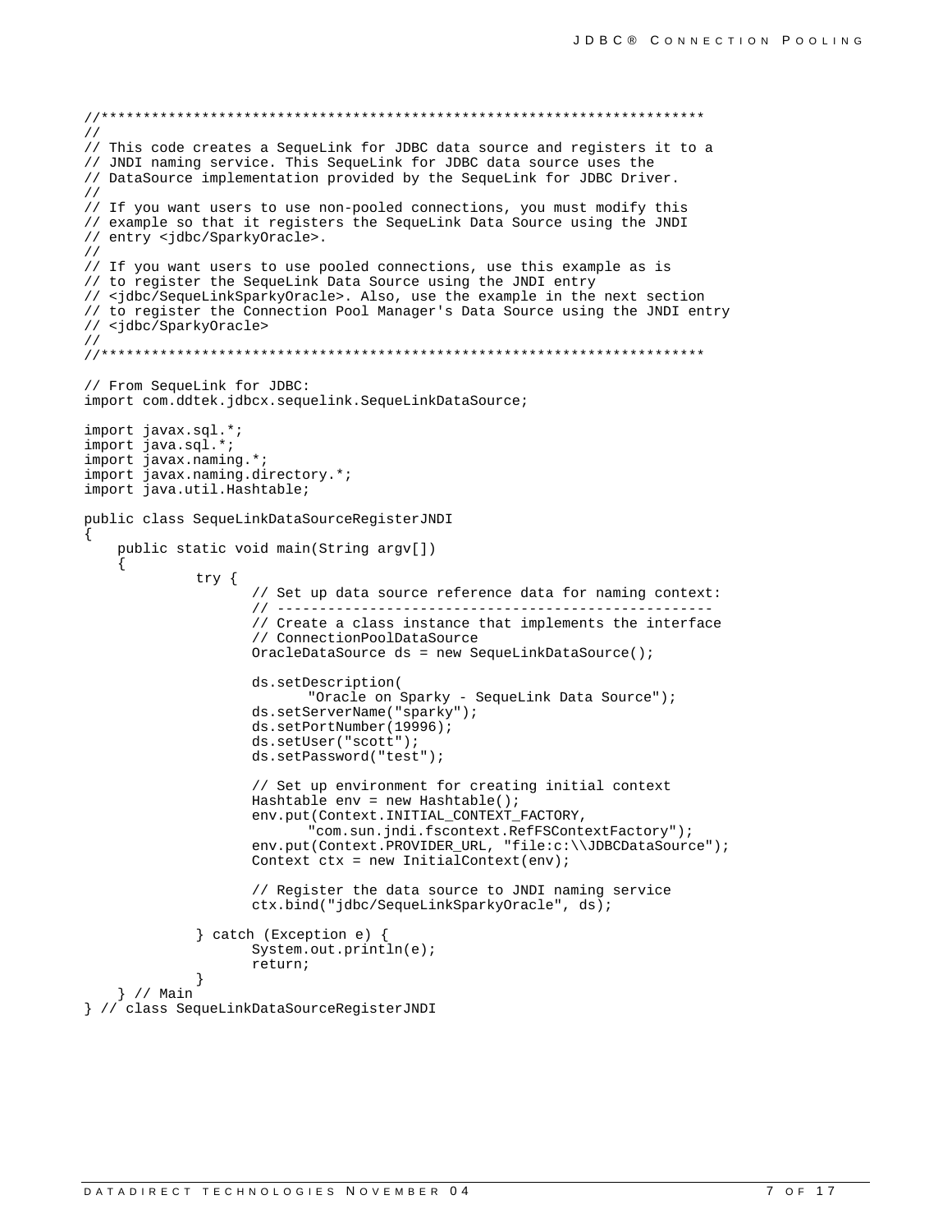```java
//************************************************************************
//
// This code creates a SequeLink for JDBC data source and registers it to a
// JNDI naming service. This SequeLink for JDBC data source uses the
// DataSource implementation provided by the SequeLink for JDBC Driver.
//
// If you want users to use non-pooled connections, you must modify this
// example so that it registers the SequeLink Data Source using the JNDI
// entry <jdbc/SparkyOracle>.
//
// If you want users to use pooled connections, use this example as is
// to register the SequeLink Data Source using the JNDI entry
// <jdbc/SequeLinkSparkyOracle>. Also, use the example in the next section
// to register the Connection Pool Manager's Data Source using the JNDI entry
// <jdbc/SparkyOracle>
//
//************************************************************************

// From SequeLink for JDBC:
import com.ddtek.jdbcx.sequelink.SequeLinkDataSource;

import javax.sql.*;
import java.sql.*;
import javax.naming.*;
import javax.naming.directory.*;
import java.util.Hashtable;

public class SequeLinkDataSourceRegisterJNDI
{
    public static void main(String argv[])
    {
            try {
                    // Set up data source reference data for naming context:
                    // ----------------------------------------------------
                    // Create a class instance that implements the interface
                    // ConnectionPoolDataSource
                    OracleDataSource ds = new SequeLinkDataSource();

                    ds.setDescription(
                            "Oracle on Sparky - SequeLink Data Source");
                    ds.setServerName("sparky");
                    ds.setPortNumber(19996);
                    ds.setUser("scott");
                    ds.setPassword("test");

                    // Set up environment for creating initial context
                    Hashtable env = new Hashtable();
                    env.put(Context.INITIAL_CONTEXT_FACTORY,
                            "com.sun.jndi.fscontext.RefFSContextFactory");
                    env.put(Context.PROVIDER_URL, "file:c:\\JDBCDataSource");
                    Context ctx = new InitialContext(env);

                    // Register the data source to JNDI naming service
                    ctx.bind("jdbc/SequeLinkSparkyOracle", ds);

            } catch (Exception e) {
                    System.out.println(e);
                    return;
            }
    } // Main
} // class SequeLinkDataSourceRegisterJNDI
```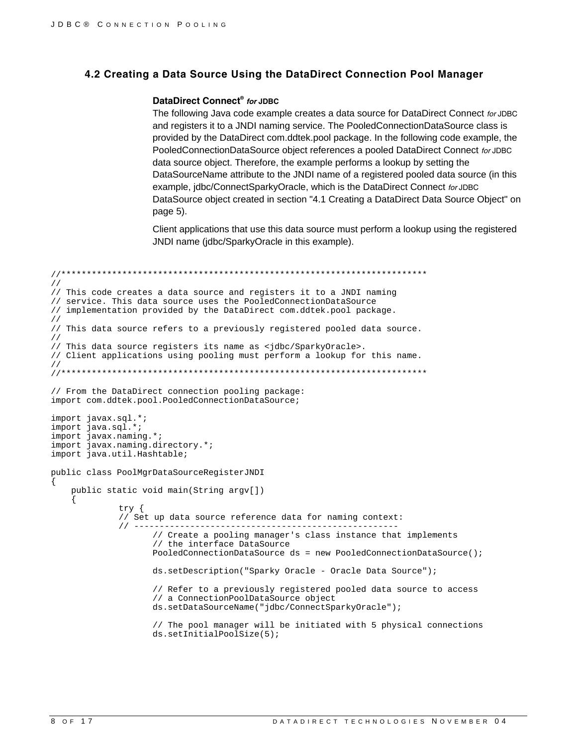## 4.2 Creating a Data Source Using the DataDirect Connection Pool Manager

**DataDirect Connect® *for* JDBC**

The following Java code example creates a data source for DataDirect Connect *for* JDBC and registers it to a JNDI naming service. The PooledConnectionDataSource class is provided by the DataDirect com.ddtek.pool package. In the following code example, the PooledConnectionDataSource object references a pooled DataDirect Connect *for* JDBC data source object. Therefore, the example performs a lookup by setting the DataSourceName attribute to the JNDI name of a registered pooled data source (in this example, jdbc/ConnectSparkyOracle, which is the DataDirect Connect *for* JDBC DataSource object created in section "4.1 Creating a DataDirect Data Source Object" on page 5).

Client applications that use this data source must perform a lookup using the registered JNDI name (jdbc/SparkyOracle in this example).

```
//************************************************************************
//
// This code creates a data source and registers it to a JNDI naming
// service. This data source uses the PooledConnectionDataSource
// implementation provided by the DataDirect com.ddtek.pool package.
//
// This data source refers to a previously registered pooled data source.
//
// This data source registers its name as <jdbc/SparkyOracle>.
// Client applications using pooling must perform a lookup for this name.
//
//************************************************************************

// From the DataDirect connection pooling package:
import com.ddtek.pool.PooledConnectionDataSource;

import javax.sql.*;
import java.sql.*;
import javax.naming.*;
import javax.naming.directory.*;
import java.util.Hashtable;

public class PoolMgrDataSourceRegisterJNDI
{
    public static void main(String argv[])
    {
             try {
             // Set up data source reference data for naming context:
             // ----------------------------------------------------
                    // Create a pooling manager's class instance that implements
                    // the interface DataSource
                    PooledConnectionDataSource ds = new PooledConnectionDataSource();

                    ds.setDescription("Sparky Oracle - Oracle Data Source");

                    // Refer to a previously registered pooled data source to access
                    // a ConnectionPoolDataSource object
                    ds.setDataSourceName("jdbc/ConnectSparkyOracle");

                    // The pool manager will be initiated with 5 physical connections
                    ds.setInitialPoolSize(5);
```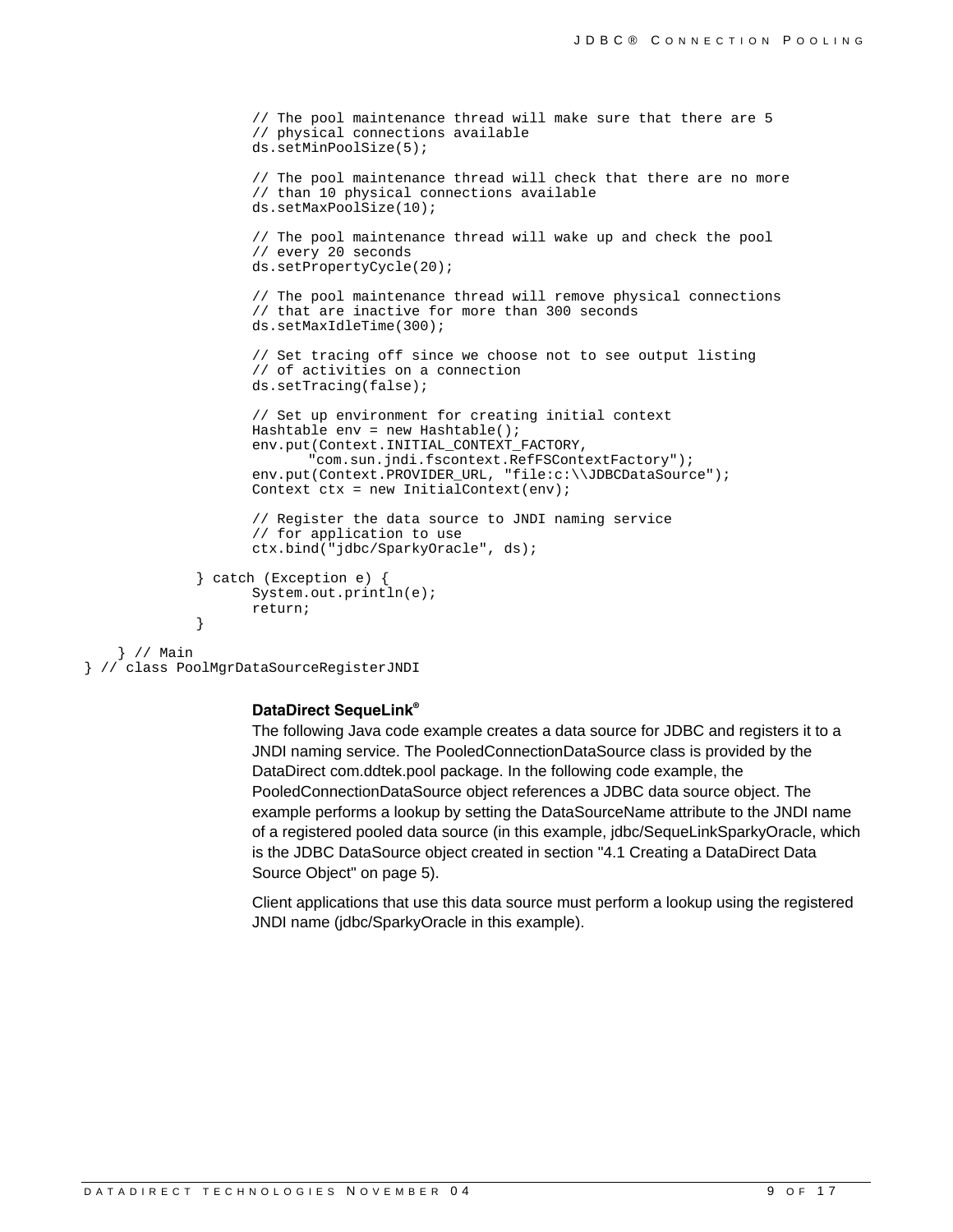```
                // The pool maintenance thread will make sure that there are 5
                // physical connections available
                ds.setMinPoolSize(5);

                // The pool maintenance thread will check that there are no more
                // than 10 physical connections available
                ds.setMaxPoolSize(10);

                // The pool maintenance thread will wake up and check the pool
                // every 20 seconds
                ds.setPropertyCycle(20);

                // The pool maintenance thread will remove physical connections
                // that are inactive for more than 300 seconds
                ds.setMaxIdleTime(300);

                // Set tracing off since we choose not to see output listing
                // of activities on a connection
                ds.setTracing(false);

                // Set up environment for creating initial context
                Hashtable env = new Hashtable();
                env.put(Context.INITIAL_CONTEXT_FACTORY,
                      "com.sun.jndi.fscontext.RefFSContextFactory");
                env.put(Context.PROVIDER_URL, "file:c:\\JDBCDataSource");
                Context ctx = new InitialContext(env);

                // Register the data source to JNDI naming service
                // for application to use
                ctx.bind("jdbc/SparkyOracle", ds);

        } catch (Exception e) {
                System.out.println(e);
                return;
        }

    } // Main
} // class PoolMgrDataSourceRegisterJNDI
```

**DataDirect SequeLink®**

The following Java code example creates a data source for JDBC and registers it to a JNDI naming service. The PooledConnectionDataSource class is provided by the DataDirect com.ddtek.pool package. In the following code example, the PooledConnectionDataSource object references a JDBC data source object. The example performs a lookup by setting the DataSourceName attribute to the JNDI name of a registered pooled data source (in this example, jdbc/SequeLinkSparkyOracle, which is the JDBC DataSource object created in section "4.1 Creating a DataDirect Data Source Object" on page 5).

Client applications that use this data source must perform a lookup using the registered JNDI name (jdbc/SparkyOracle in this example).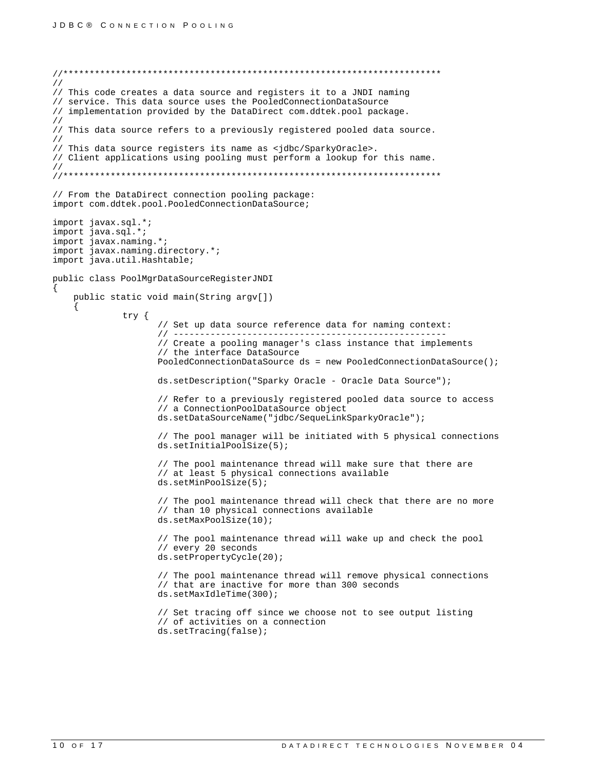```
//************************************************************************
//
// This code creates a data source and registers it to a JNDI naming
// service. This data source uses the PooledConnectionDataSource
// implementation provided by the DataDirect com.ddtek.pool package.
//
// This data source refers to a previously registered pooled data source.
//
// This data source registers its name as <jdbc/SparkyOracle>.
// Client applications using pooling must perform a lookup for this name.
//
//************************************************************************

// From the DataDirect connection pooling package:
import com.ddtek.pool.PooledConnectionDataSource;

import javax.sql.*;
import java.sql.*;
import javax.naming.*;
import javax.naming.directory.*;
import java.util.Hashtable;

public class PoolMgrDataSourceRegisterJNDI
{
    public static void main(String argv[])
    {
            try {
                    // Set up data source reference data for naming context:
                    // ----------------------------------------------------
                    // Create a pooling manager's class instance that implements
                    // the interface DataSource
                    PooledConnectionDataSource ds = new PooledConnectionDataSource();

                    ds.setDescription("Sparky Oracle - Oracle Data Source");

                    // Refer to a previously registered pooled data source to access
                    // a ConnectionPoolDataSource object
                    ds.setDataSourceName("jdbc/SequeLinkSparkyOracle");

                    // The pool manager will be initiated with 5 physical connections
                    ds.setInitialPoolSize(5);

                    // The pool maintenance thread will make sure that there are
                    // at least 5 physical connections available
                    ds.setMinPoolSize(5);

                    // The pool maintenance thread will check that there are no more
                    // than 10 physical connections available
                    ds.setMaxPoolSize(10);

                    // The pool maintenance thread will wake up and check the pool
                    // every 20 seconds
                    ds.setPropertyCycle(20);

                    // The pool maintenance thread will remove physical connections
                    // that are inactive for more than 300 seconds
                    ds.setMaxIdleTime(300);

                    // Set tracing off since we choose not to see output listing
                    // of activities on a connection
                    ds.setTracing(false);
```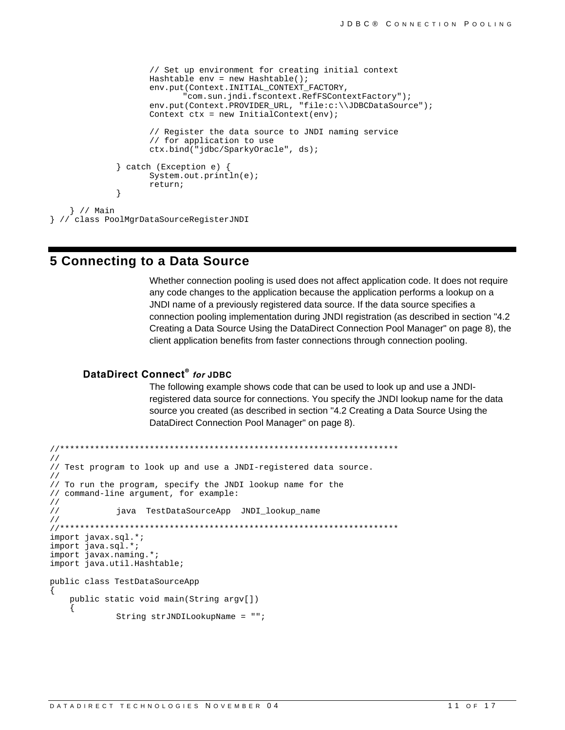```
                    // Set up environment for creating initial context
                    Hashtable env = new Hashtable();
                    env.put(Context.INITIAL_CONTEXT_FACTORY,
                         "com.sun.jndi.fscontext.RefFSContextFactory");
                    env.put(Context.PROVIDER_URL, "file:c:\\JDBCDataSource");
                    Context ctx = new InitialContext(env);

                    // Register the data source to JNDI naming service
                    // for application to use
                    ctx.bind("jdbc/SparkyOracle", ds);

             } catch (Exception e) {
                    System.out.println(e);
                    return;
             }

    } // Main
} // class PoolMgrDataSourceRegisterJNDI
```

## 5 Connecting to a Data Source

Whether connection pooling is used does not affect application code. It does not require any code changes to the application because the application performs a lookup on a JNDI name of a previously registered data source. If the data source specifies a connection pooling implementation during JNDI registration (as described in section "4.2 Creating a Data Source Using the DataDirect Connection Pool Manager" on page 8), the client application benefits from faster connections through connection pooling.

### DataDirect Connect® *for* JDBC

The following example shows code that can be used to look up and use a JNDI-registered data source for connections. You specify the JNDI lookup name for the data source you created (as described in section "4.2 Creating a Data Source Using the DataDirect Connection Pool Manager" on page 8).

```
//********************************************************************
//
// Test program to look up and use a JNDI-registered data source.
//
// To run the program, specify the JNDI lookup name for the
// command-line argument, for example:
//
//           java  TestDataSourceApp  JNDI_lookup_name
//
//********************************************************************
import javax.sql.*;
import java.sql.*;
import javax.naming.*;
import java.util.Hashtable;

public class TestDataSourceApp
{
    public static void main(String argv[])
    {
             String strJNDILookupName = "";
```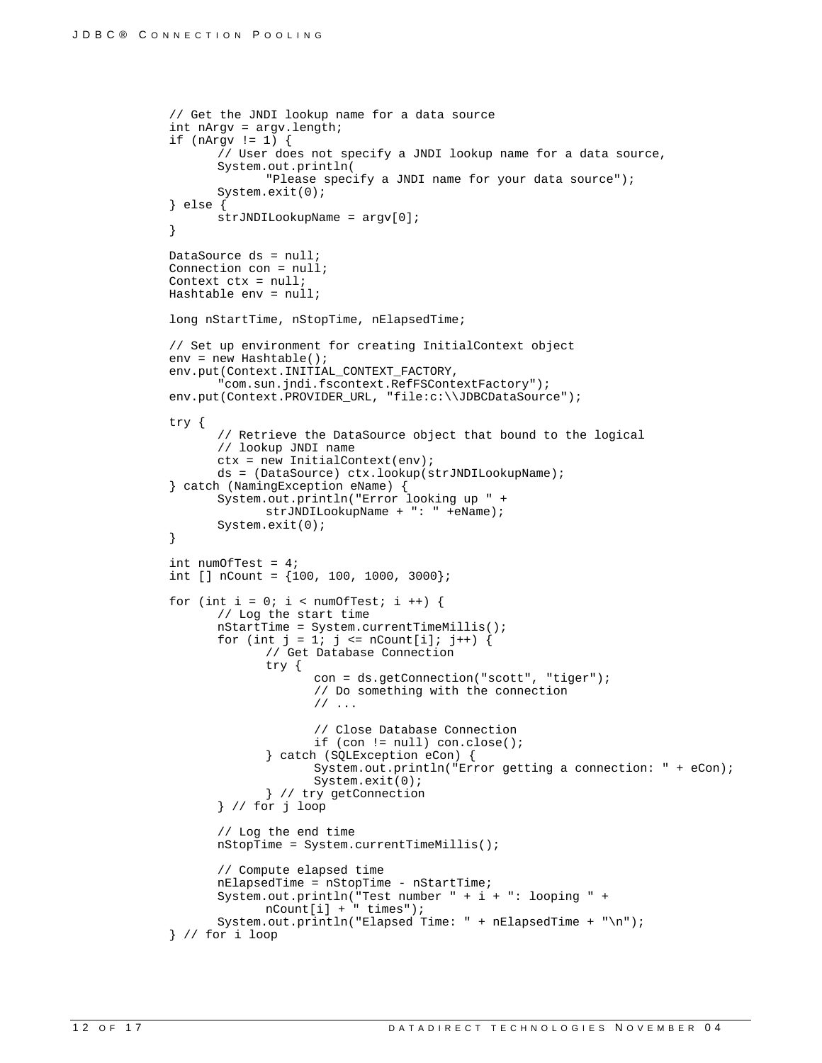```
// Get the JNDI lookup name for a data source
int nArgv = argv.length;
if (nArgv != 1) {
      // User does not specify a JNDI lookup name for a data source,
      System.out.println(
            "Please specify a JNDI name for your data source");
      System.exit(0);
} else {
      strJNDILookupName = argv[0];
}

DataSource ds = null;
Connection con = null;
Context ctx = null;
Hashtable env = null;

long nStartTime, nStopTime, nElapsedTime;

// Set up environment for creating InitialContext object
env = new Hashtable();
env.put(Context.INITIAL_CONTEXT_FACTORY,
      "com.sun.jndi.fscontext.RefFSContextFactory");
env.put(Context.PROVIDER_URL, "file:c:\\JDBCDataSource");

try {
      // Retrieve the DataSource object that bound to the logical
      // lookup JNDI name
      ctx = new InitialContext(env);
      ds = (DataSource) ctx.lookup(strJNDILookupName);
} catch (NamingException eName) {
      System.out.println("Error looking up " +
            strJNDILookupName + ": " +eName);
      System.exit(0);
}

int numOfTest = 4;
int [] nCount = {100, 100, 1000, 3000};

for (int i = 0; i < numOfTest; i ++) {
      // Log the start time
      nStartTime = System.currentTimeMillis();
      for (int j = 1; j <= nCount[i]; j++) {
            // Get Database Connection
            try {
                  con = ds.getConnection("scott", "tiger");
                  // Do something with the connection
                  // ...

                  // Close Database Connection
                  if (con != null) con.close();
            } catch (SQLException eCon) {
                  System.out.println("Error getting a connection: " + eCon);
                  System.exit(0);
            } // try getConnection
      } // for j loop

      // Log the end time
      nStopTime = System.currentTimeMillis();

      // Compute elapsed time
      nElapsedTime = nStopTime - nStartTime;
      System.out.println("Test number " + i + ": looping " +
            nCount[i] + " times");
      System.out.println("Elapsed Time: " + nElapsedTime + "\n");
} // for i loop
```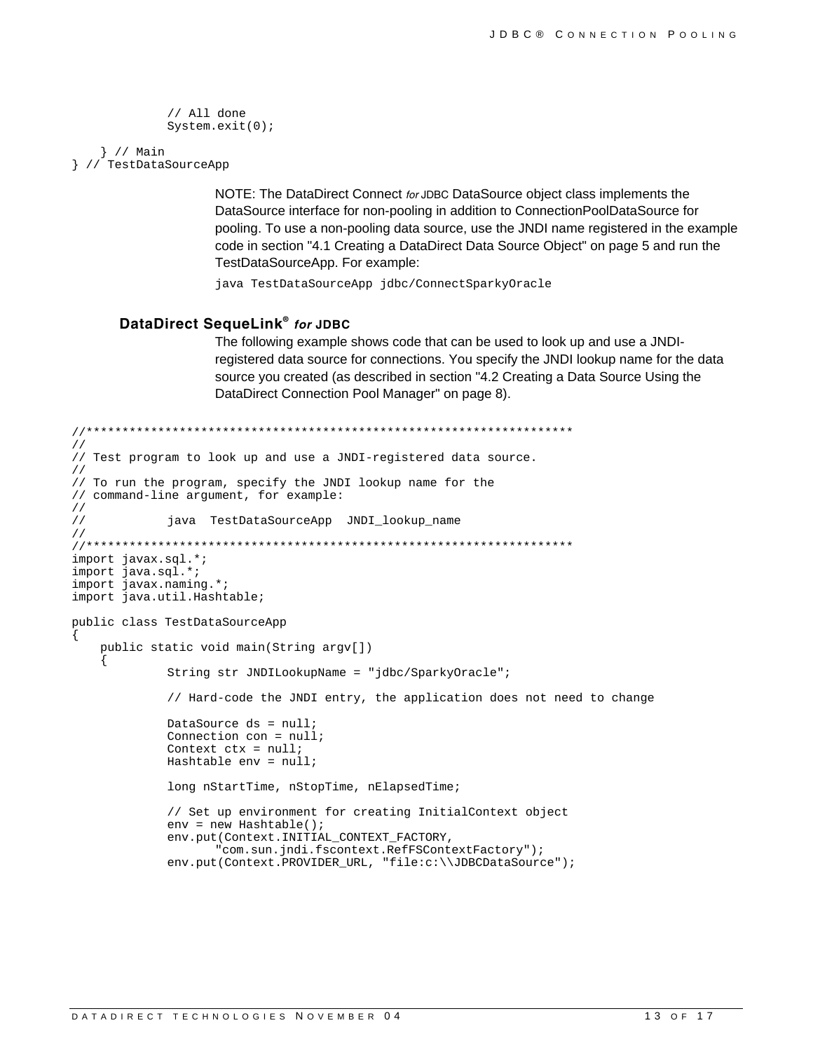```
            // All done
            System.exit(0);

    } // Main
} // TestDataSourceApp
```

NOTE: The DataDirect Connect *for* JDBC DataSource object class implements the DataSource interface for non-pooling in addition to ConnectionPoolDataSource for pooling. To use a non-pooling data source, use the JNDI name registered in the example code in section "4.1 Creating a DataDirect Data Source Object" on page 5 and run the TestDataSourceApp. For example:

```
java TestDataSourceApp jdbc/ConnectSparkyOracle
```

### DataDirect SequeLink® *for* JDBC

The following example shows code that can be used to look up and use a JNDI-registered data source for connections. You specify the JNDI lookup name for the data source you created (as described in section "4.2 Creating a Data Source Using the DataDirect Connection Pool Manager" on page 8).

```
//*********************************************************************
//
// Test program to look up and use a JNDI-registered data source.
//
// To run the program, specify the JNDI lookup name for the
// command-line argument, for example:
//
//           java  TestDataSourceApp  JNDI_lookup_name
//
//*********************************************************************
import javax.sql.*;
import java.sql.*;
import javax.naming.*;
import java.util.Hashtable;

public class TestDataSourceApp
{
    public static void main(String argv[])
    {
            String str JNDILookupName = "jdbc/SparkyOracle";

            // Hard-code the JNDI entry, the application does not need to change

            DataSource ds = null;
            Connection con = null;
            Context ctx = null;
            Hashtable env = null;

            long nStartTime, nStopTime, nElapsedTime;

            // Set up environment for creating InitialContext object
            env = new Hashtable();
            env.put(Context.INITIAL_CONTEXT_FACTORY,
                  "com.sun.jndi.fscontext.RefFSContextFactory");
            env.put(Context.PROVIDER_URL, "file:c:\\JDBCDataSource");
```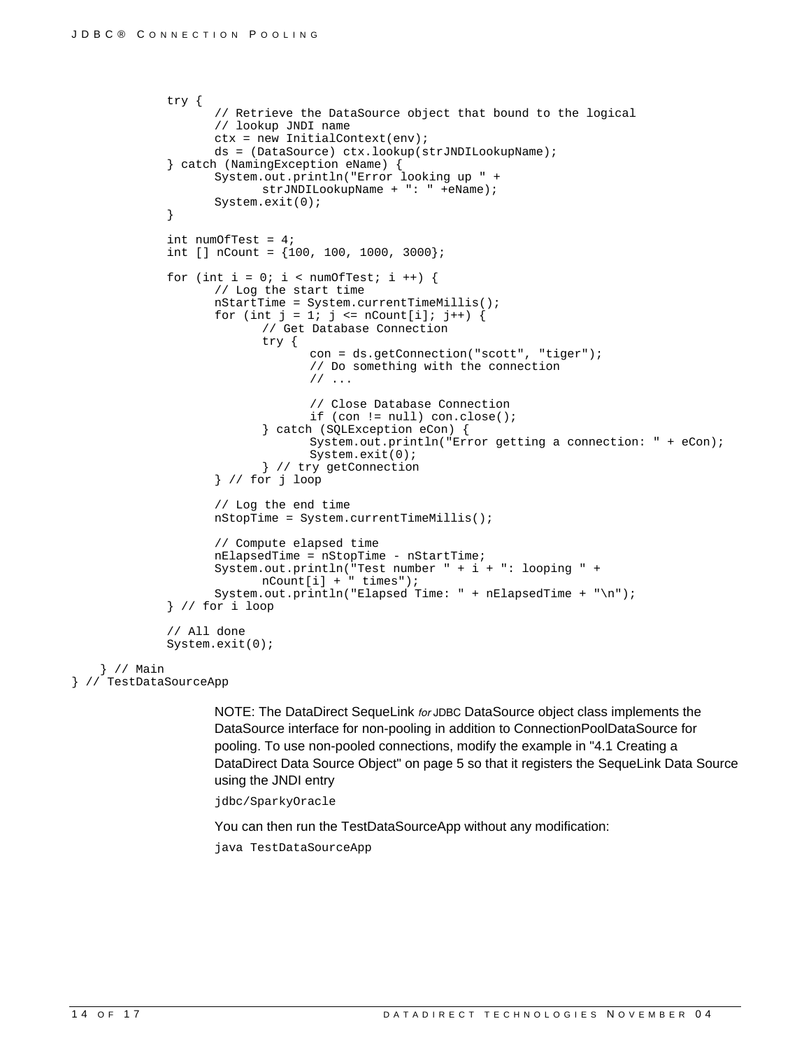```
        try {
              // Retrieve the DataSource object that bound to the logical
              // lookup JNDI name
              ctx = new InitialContext(env);
              ds = (DataSource) ctx.lookup(strJNDILookupName);
        } catch (NamingException eName) {
              System.out.println("Error looking up " +
                    strJNDILookupName + ": " +eName);
              System.exit(0);
        }

        int numOfTest = 4;
        int [] nCount = {100, 100, 1000, 3000};

        for (int i = 0; i < numOfTest; i ++) {
              // Log the start time
              nStartTime = System.currentTimeMillis();
              for (int j = 1; j <= nCount[i]; j++) {
                    // Get Database Connection
                    try {
                          con = ds.getConnection("scott", "tiger");
                          // Do something with the connection
                          // ...

                          // Close Database Connection
                          if (con != null) con.close();
                    } catch (SQLException eCon) {
                          System.out.println("Error getting a connection: " + eCon);
                          System.exit(0);
                    } // try getConnection
              } // for j loop

              // Log the end time
              nStopTime = System.currentTimeMillis();

              // Compute elapsed time
              nElapsedTime = nStopTime - nStartTime;
              System.out.println("Test number " + i + ": looping " +
                    nCount[i] + " times");
              System.out.println("Elapsed Time: " + nElapsedTime + "\n");
        } // for i loop

        // All done
        System.exit(0);

    } // Main
} // TestDataSourceApp
```

NOTE: The DataDirect SequeLink *for* JDBC DataSource object class implements the DataSource interface for non-pooling in addition to ConnectionPoolDataSource for pooling. To use non-pooled connections, modify the example in "4.1 Creating a DataDirect Data Source Object" on page 5 so that it registers the SequeLink Data Source using the JNDI entry

```
jdbc/SparkyOracle
```

You can then run the TestDataSourceApp without any modification:

```
java TestDataSourceApp
```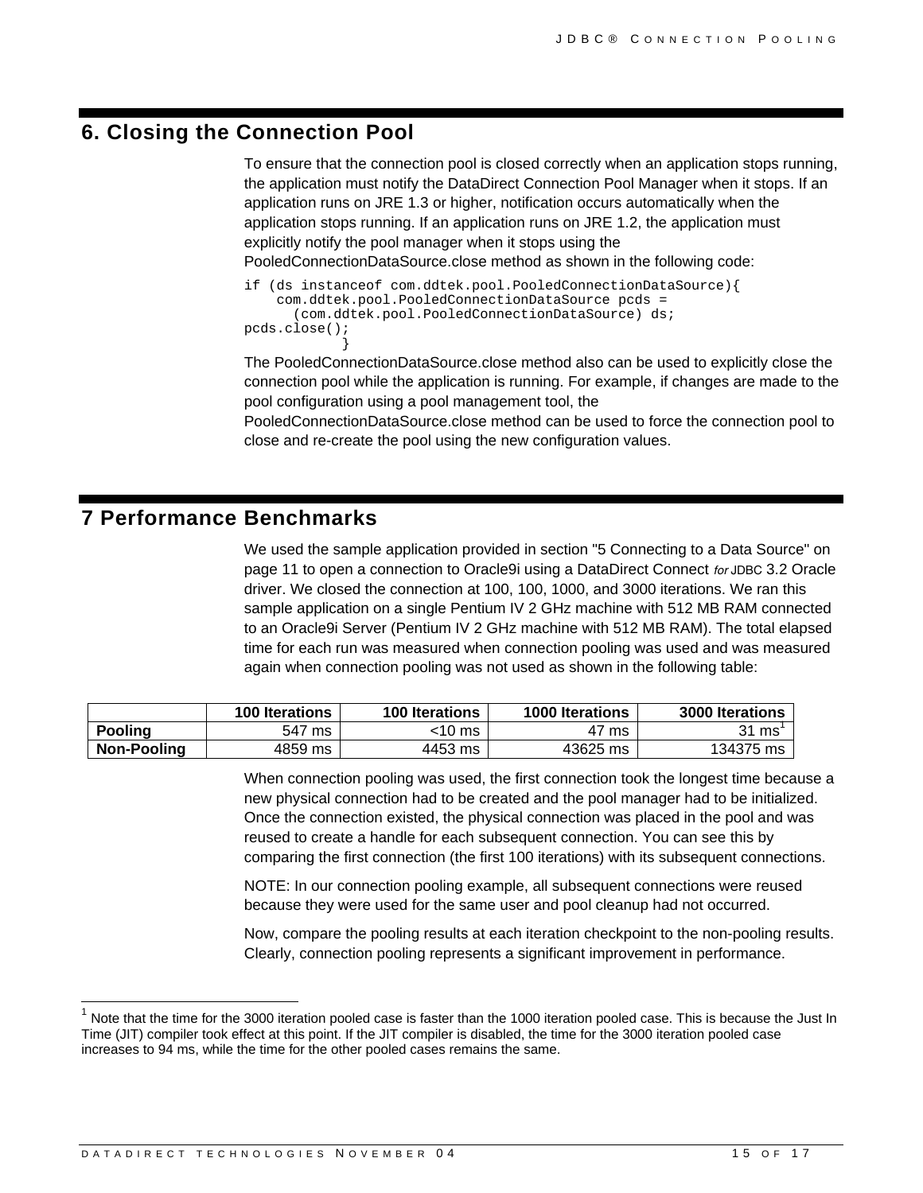## 6. Closing the Connection Pool

To ensure that the connection pool is closed correctly when an application stops running, the application must notify the DataDirect Connection Pool Manager when it stops. If an application runs on JRE 1.3 or higher, notification occurs automatically when the application stops running. If an application runs on JRE 1.2, the application must explicitly notify the pool manager when it stops using the PooledConnectionDataSource.close method as shown in the following code:

```
if (ds instanceof com.ddtek.pool.PooledConnectionDataSource){
    com.ddtek.pool.PooledConnectionDataSource pcds =
      (com.ddtek.pool.PooledConnectionDataSource) ds;
pcds.close();
            }
```

The PooledConnectionDataSource.close method also can be used to explicitly close the connection pool while the application is running. For example, if changes are made to the pool configuration using a pool management tool, the PooledConnectionDataSource.close method can be used to force the connection pool to close and re-create the pool using the new configuration values.

## 7 Performance Benchmarks

We used the sample application provided in section "5 Connecting to a Data Source" on page 11 to open a connection to Oracle9i using a DataDirect Connect *for* JDBC 3.2 Oracle driver. We closed the connection at 100, 100, 1000, and 3000 iterations. We ran this sample application on a single Pentium IV 2 GHz machine with 512 MB RAM connected to an Oracle9i Server (Pentium IV 2 GHz machine with 512 MB RAM). The total elapsed time for each run was measured when connection pooling was used and was measured again when connection pooling was not used as shown in the following table:

| | 100 Iterations | 100 Iterations | 1000 Iterations | 3000 Iterations |
|---|---|---|---|---|
| **Pooling** | 547 ms | <10 ms | 47 ms | 31 ms[1] |
| **Non-Pooling** | 4859 ms | 4453 ms | 43625 ms | 134375 ms |

When connection pooling was used, the first connection took the longest time because a new physical connection had to be created and the pool manager had to be initialized. Once the connection existed, the physical connection was placed in the pool and was reused to create a handle for each subsequent connection. You can see this by comparing the first connection (the first 100 iterations) with its subsequent connections.

NOTE: In our connection pooling example, all subsequent connections were reused because they were used for the same user and pool cleanup had not occurred.

Now, compare the pooling results at each iteration checkpoint to the non-pooling results. Clearly, connection pooling represents a significant improvement in performance.

[1] Note that the time for the 3000 iteration pooled case is faster than the 1000 iteration pooled case. This is because the Just In Time (JIT) compiler took effect at this point. If the JIT compiler is disabled, the time for the 3000 iteration pooled case increases to 94 ms, while the time for the other pooled cases remains the same.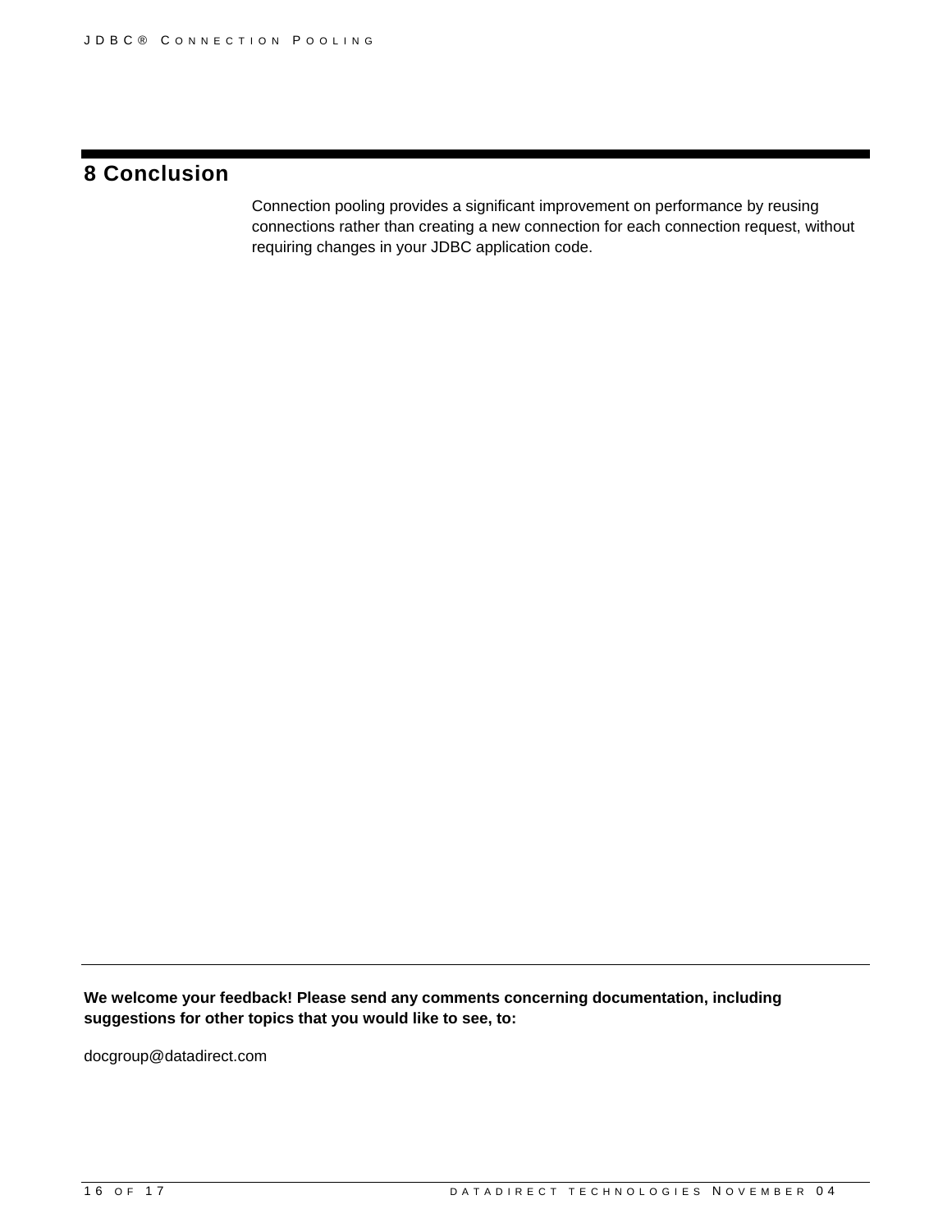# 8 Conclusion

Connection pooling provides a significant improvement on performance by reusing connections rather than creating a new connection for each connection request, without requiring changes in your JDBC application code.

---

**We welcome your feedback! Please send any comments concerning documentation, including suggestions for other topics that you would like to see, to:**

docgroup@datadirect.com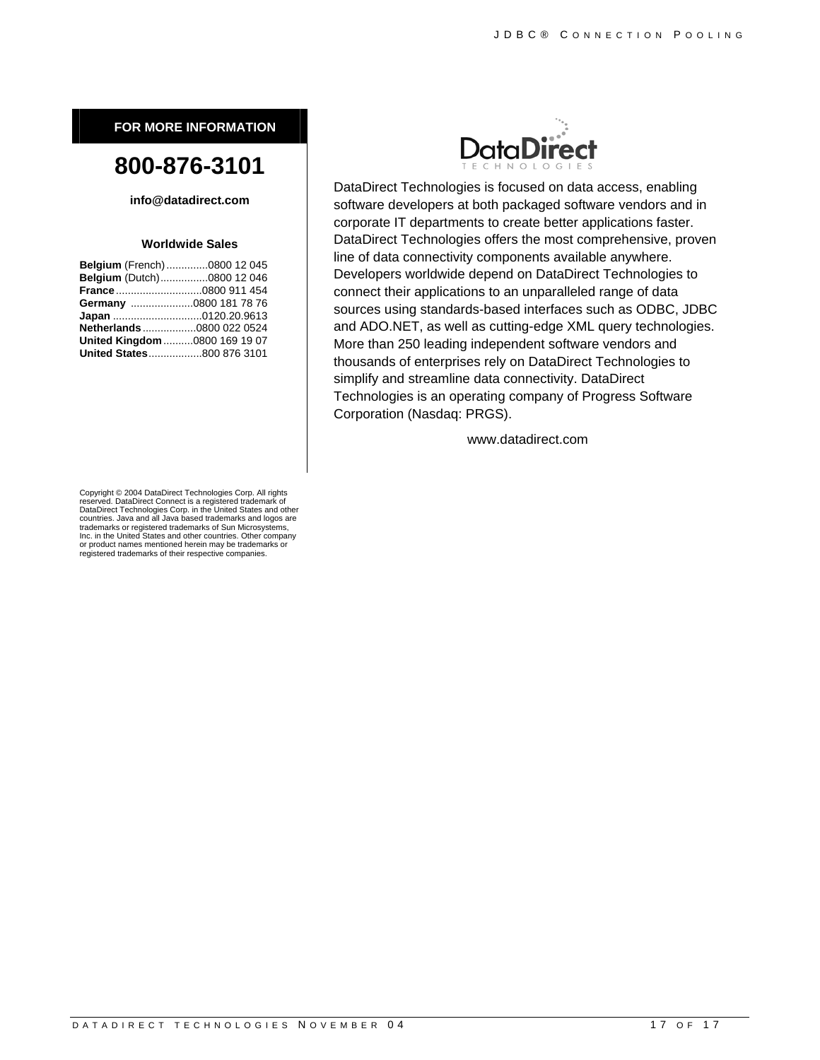**FOR MORE INFORMATION**

**800-876-3101**

**info@datadirect.com**

**Worldwide Sales**

| | |
|---|---|
| **Belgium** (French) | 0800 12 045 |
| **Belgium** (Dutch) | 0800 12 046 |
| **France** | 0800 911 454 |
| **Germany** | 0800 181 78 76 |
| **Japan** | 0120.20.9613 |
| **Netherlands** | 0800 022 0524 |
| **United Kingdom** | 0800 169 19 07 |
| **United States** | 800 876 3101 |

Copyright © 2004 DataDirect Technologies Corp. All rights reserved. DataDirect Connect is a registered trademark of DataDirect Technologies Corp. in the United States and other countries. Java and all Java based trademarks and logos are trademarks or registered trademarks of Sun Microsystems, Inc. in the United States and other countries. Other company or product names mentioned herein may be trademarks or registered trademarks of their respective companies.

DataDirect TECHNOLOGIES

DataDirect Technologies is focused on data access, enabling software developers at both packaged software vendors and in corporate IT departments to create better applications faster. DataDirect Technologies offers the most comprehensive, proven line of data connectivity components available anywhere. Developers worldwide depend on DataDirect Technologies to connect their applications to an unparalleled range of data sources using standards-based interfaces such as ODBC, JDBC and ADO.NET, as well as cutting-edge XML query technologies. More than 250 leading independent software vendors and thousands of enterprises rely on DataDirect Technologies to simplify and streamline data connectivity. DataDirect Technologies is an operating company of Progress Software Corporation (Nasdaq: PRGS).

www.datadirect.com